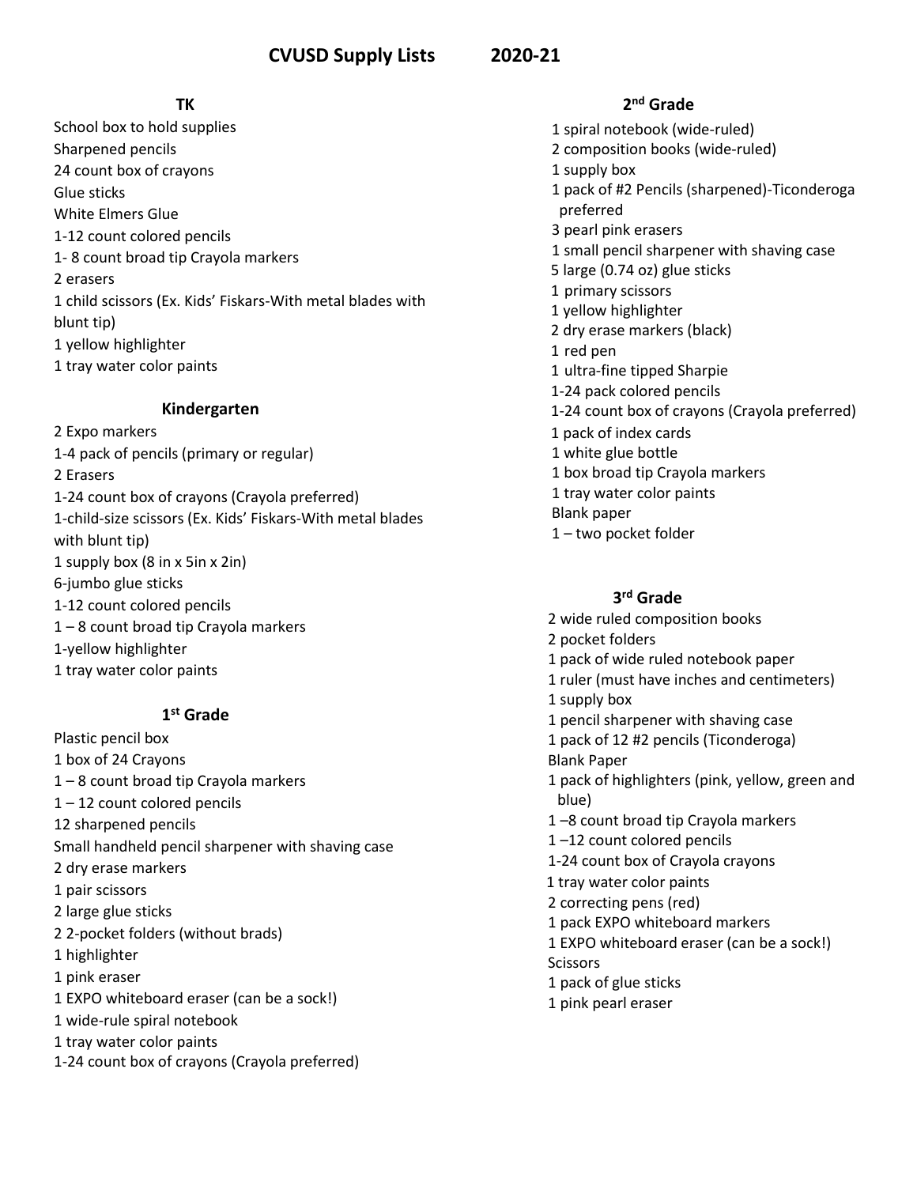# CVUSD Supply Lists 2020-21

## TK

School box to hold supplies
Sharpened pencils
24 count box of crayons
Glue sticks
White Elmers Glue
1-12 count colored pencils
1- 8 count broad tip Crayola markers
2 erasers
1 child scissors (Ex. Kids' Fiskars-With metal blades with blunt tip)
1 yellow highlighter
1 tray water color paints

## Kindergarten

2 Expo markers
1-4 pack of pencils (primary or regular)
2 Erasers
1-24 count box of crayons (Crayola preferred)
1-child-size scissors (Ex. Kids' Fiskars-With metal blades with blunt tip)
1 supply box (8 in x 5in x 2in)
6-jumbo glue sticks
1-12 count colored pencils
1 – 8 count broad tip Crayola markers
1-yellow highlighter
1 tray water color paints

## 1st Grade

Plastic pencil box
1 box of 24 Crayons
1 – 8 count broad tip Crayola markers
1 – 12 count colored pencils
12 sharpened pencils
Small handheld pencil sharpener with shaving case
2 dry erase markers
1 pair scissors
2 large glue sticks
2 2-pocket folders (without brads)
1 highlighter
1 pink eraser
1 EXPO whiteboard eraser (can be a sock!)
1 wide-rule spiral notebook
1 tray water color paints
1-24 count box of crayons (Crayola preferred)

## 2nd Grade

1 spiral notebook (wide-ruled)
2 composition books (wide-ruled)
1 supply box
1 pack of #2 Pencils (sharpened)-Ticonderoga preferred
3 pearl pink erasers
1 small pencil sharpener with shaving case
5 large (0.74 oz) glue sticks
1 primary scissors
1 yellow highlighter
2 dry erase markers (black)
1 red pen
1 ultra-fine tipped Sharpie
1-24 pack colored pencils
1-24 count box of crayons (Crayola preferred)
1 pack of index cards
1 white glue bottle
1 box broad tip Crayola markers
1 tray water color paints
Blank paper
1 – two pocket folder

## 3rd Grade

2 wide ruled composition books
2 pocket folders
1 pack of wide ruled notebook paper
1 ruler (must have inches and centimeters)
1 supply box
1 pencil sharpener with shaving case
1 pack of 12 #2 pencils (Ticonderoga)
Blank Paper
1 pack of highlighters (pink, yellow, green and blue)
1 –8 count broad tip Crayola markers
1 –12 count colored pencils
1-24 count box of Crayola crayons
1 tray water color paints
2 correcting pens (red)
1 pack EXPO whiteboard markers
1 EXPO whiteboard eraser (can be a sock!)
Scissors
1 pack of glue sticks
1 pink pearl eraser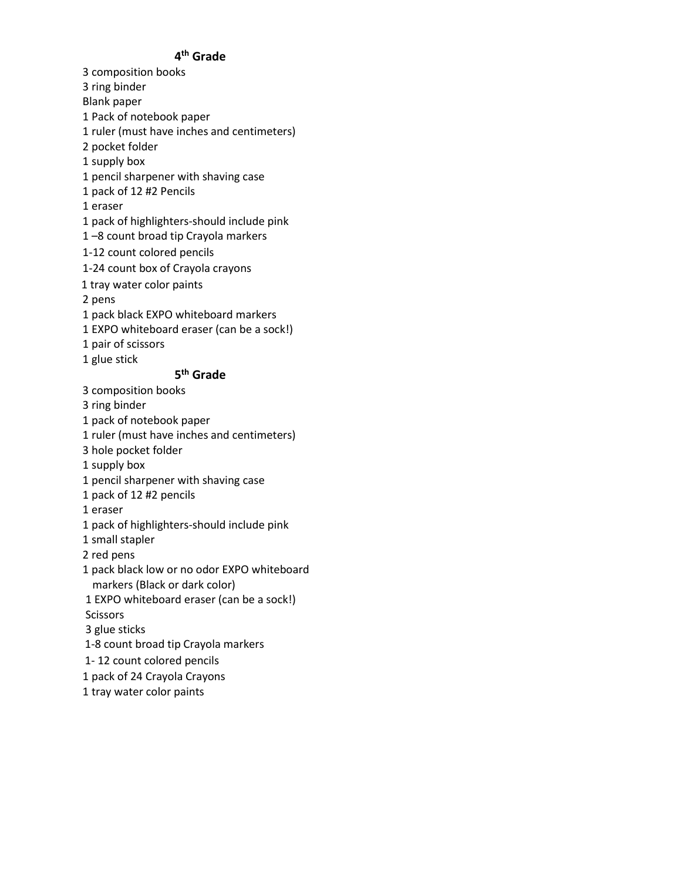## 4th Grade

3 composition books  
3 ring binder  
Blank paper  
1 Pack of notebook paper  
1 ruler (must have inches and centimeters)  
2 pocket folder  
1 supply box  
1 pencil sharpener with shaving case  
1 pack of 12 #2 Pencils  
1 eraser  
1 pack of highlighters-should include pink  
1 –8 count broad tip Crayola markers  
1-12 count colored pencils  
1-24 count box of Crayola crayons  
1 tray water color paints  
2 pens  
1 pack black EXPO whiteboard markers  
1 EXPO whiteboard eraser (can be a sock!)  
1 pair of scissors  
1 glue stick

## 5th Grade

3 composition books  
3 ring binder  
1 pack of notebook paper  
1 ruler (must have inches and centimeters)  
3 hole pocket folder  
1 supply box  
1 pencil sharpener with shaving case  
1 pack of 12 #2 pencils  
1 eraser  
1 pack of highlighters-should include pink  
1 small stapler  
2 red pens  
1 pack black low or no odor EXPO whiteboard markers (Black or dark color)  
1 EXPO whiteboard eraser (can be a sock!)  
Scissors  
3 glue sticks  
1-8 count broad tip Crayola markers  
1- 12 count colored pencils  
1 pack of 24 Crayola Crayons  
1 tray water color paints